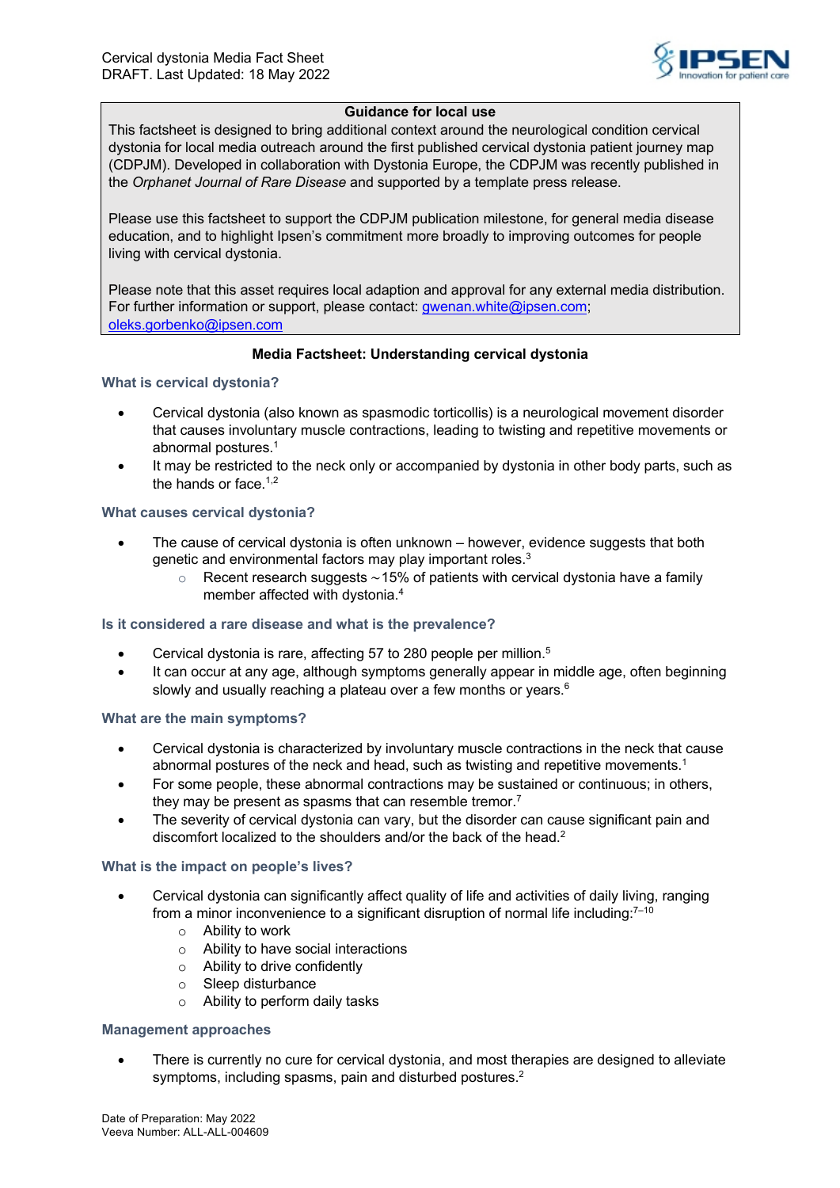Cervical dystonia Media Fact Sheet
DRAFT. Last Updated: 18 May 2022

**Guidance for local use**

This factsheet is designed to bring additional context around the neurological condition cervical dystonia for local media outreach around the first published cervical dystonia patient journey map (CDPJM). Developed in collaboration with Dystonia Europe, the CDPJM was recently published in the *Orphanet Journal of Rare Disease* and supported by a template press release.

Please use this factsheet to support the CDPJM publication milestone, for general media disease education, and to highlight Ipsen's commitment more broadly to improving outcomes for people living with cervical dystonia.

Please note that this asset requires local adaption and approval for any external media distribution. For further information or support, please contact: gwenan.white@ipsen.com; oleks.gorbenko@ipsen.com

# Media Factsheet: Understanding cervical dystonia

## What is cervical dystonia?

- Cervical dystonia (also known as spasmodic torticollis) is a neurological movement disorder that causes involuntary muscle contractions, leading to twisting and repetitive movements or abnormal postures.[1]
- It may be restricted to the neck only or accompanied by dystonia in other body parts, such as the hands or face.[1,2]

## What causes cervical dystonia?

- The cause of cervical dystonia is often unknown – however, evidence suggests that both genetic and environmental factors may play important roles.[3]
  - Recent research suggests ~15% of patients with cervical dystonia have a family member affected with dystonia.[4]

## Is it considered a rare disease and what is the prevalence?

- Cervical dystonia is rare, affecting 57 to 280 people per million.[5]
- It can occur at any age, although symptoms generally appear in middle age, often beginning slowly and usually reaching a plateau over a few months or years.[6]

## What are the main symptoms?

- Cervical dystonia is characterized by involuntary muscle contractions in the neck that cause abnormal postures of the neck and head, such as twisting and repetitive movements.[1]
- For some people, these abnormal contractions may be sustained or continuous; in others, they may be present as spasms that can resemble tremor.[7]
- The severity of cervical dystonia can vary, but the disorder can cause significant pain and discomfort localized to the shoulders and/or the back of the head.[2]

## What is the impact on people's lives?

- Cervical dystonia can significantly affect quality of life and activities of daily living, ranging from a minor inconvenience to a significant disruption of normal life including:[7–10]
  - Ability to work
  - Ability to have social interactions
  - Ability to drive confidently
  - Sleep disturbance
  - Ability to perform daily tasks

## Management approaches

- There is currently no cure for cervical dystonia, and most therapies are designed to alleviate symptoms, including spasms, pain and disturbed postures.[2]

Date of Preparation: May 2022
Veeva Number: ALL-ALL-004609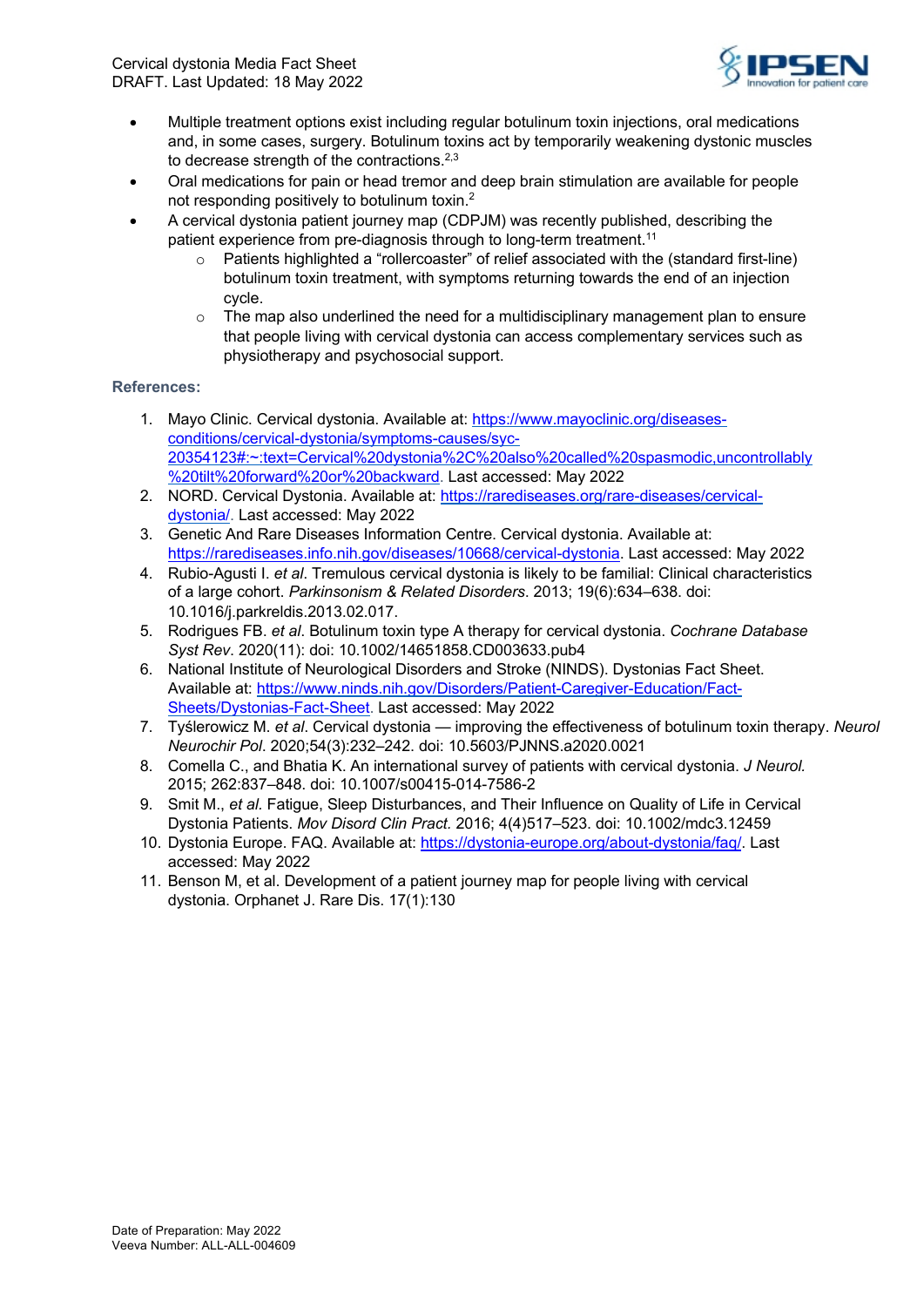- Multiple treatment options exist including regular botulinum toxin injections, oral medications and, in some cases, surgery. Botulinum toxins act by temporarily weakening dystonic muscles to decrease strength of the contractions.[2,3]
- Oral medications for pain or head tremor and deep brain stimulation are available for people not responding positively to botulinum toxin.[2]
- A cervical dystonia patient journey map (CDPJM) was recently published, describing the patient experience from pre-diagnosis through to long-term treatment.[11]
    - Patients highlighted a "rollercoaster" of relief associated with the (standard first-line) botulinum toxin treatment, with symptoms returning towards the end of an injection cycle.
    - The map also underlined the need for a multidisciplinary management plan to ensure that people living with cervical dystonia can access complementary services such as physiotherapy and psychosocial support.

**References:**

1. Mayo Clinic. Cervical dystonia. Available at: https://www.mayoclinic.org/diseases-conditions/cervical-dystonia/symptoms-causes/syc-20354123#:~:text=Cervical%20dystonia%2C%20also%20called%20spasmodic,uncontrollably%20tilt%20forward%20or%20backward. Last accessed: May 2022
2. NORD. Cervical Dystonia. Available at: https://rarediseases.org/rare-diseases/cervical-dystonia/. Last accessed: May 2022
3. Genetic And Rare Diseases Information Centre. Cervical dystonia. Available at: https://rarediseases.info.nih.gov/diseases/10668/cervical-dystonia. Last accessed: May 2022
4. Rubio-Agusti I. *et al*. Tremulous cervical dystonia is likely to be familial: Clinical characteristics of a large cohort. *Parkinsonism & Related Disorders*. 2013; 19(6):634–638. doi: 10.1016/j.parkreldis.2013.02.017.
5. Rodrigues FB. *et al*. Botulinum toxin type A therapy for cervical dystonia. *Cochrane Database Syst Rev*. 2020(11): doi: 10.1002/14651858.CD003633.pub4
6. National Institute of Neurological Disorders and Stroke (NINDS). Dystonias Fact Sheet. Available at: https://www.ninds.nih.gov/Disorders/Patient-Caregiver-Education/Fact-Sheets/Dystonias-Fact-Sheet. Last accessed: May 2022
7. Tyślerowicz M. *et al*. Cervical dystonia — improving the effectiveness of botulinum toxin therapy. *Neurol Neurochir Pol*. 2020;54(3):232–242. doi: 10.5603/PJNNS.a2020.0021
8. Comella C., and Bhatia K. An international survey of patients with cervical dystonia. *J Neurol.* 2015; 262:837–848. doi: 10.1007/s00415-014-7586-2
9. Smit M., *et al.* Fatigue, Sleep Disturbances, and Their Influence on Quality of Life in Cervical Dystonia Patients. *Mov Disord Clin Pract.* 2016; 4(4)517–523. doi: 10.1002/mdc3.12459
10. Dystonia Europe. FAQ. Available at: https://dystonia-europe.org/about-dystonia/faq/. Last accessed: May 2022
11. Benson M, et al. Development of a patient journey map for people living with cervical dystonia. Orphanet J. Rare Dis. 17(1):130

Date of Preparation: May 2022
Veeva Number: ALL-ALL-004609